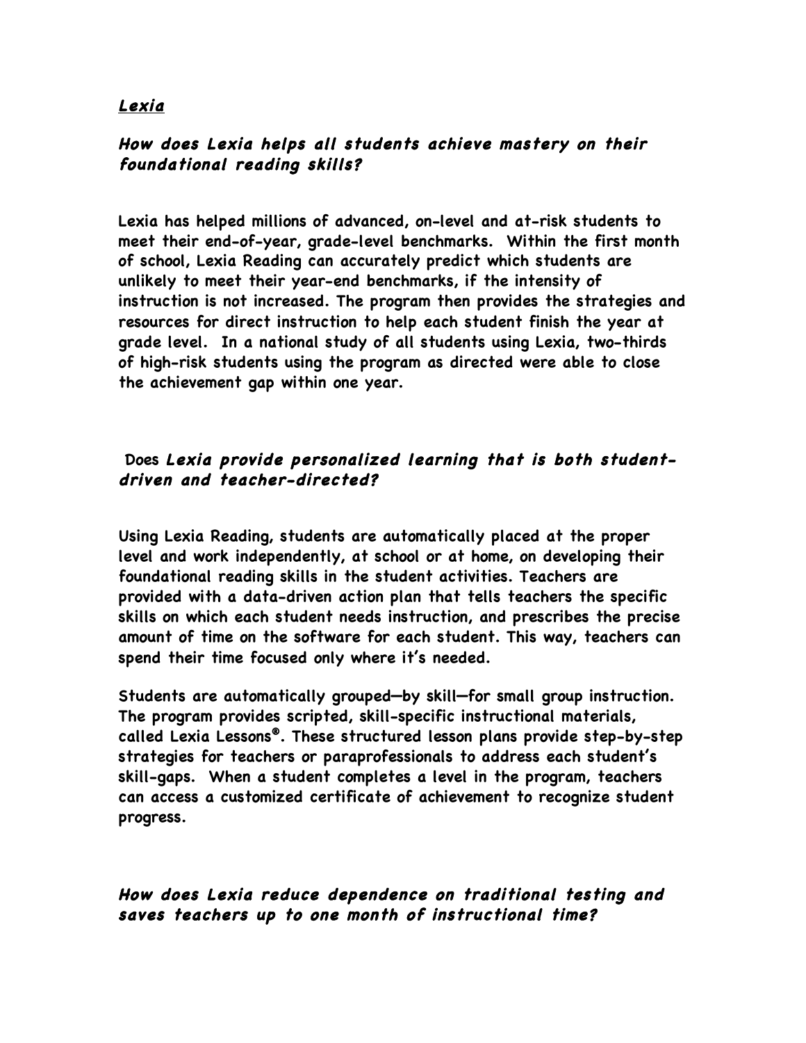## *Lexia*

### *How does Lexia helps all students achieve mastery on their foundational reading skills?*

**Lexia has helped millions of advanced, on-level and at-risk students to meet their end-of-year, grade-level benchmarks. Within the first month of school, Lexia Reading can accurately predict which students are unlikely to meet their year-end benchmarks, if the intensity of instruction is not increased. The program then provides the strategies and resources for direct instruction to help each student finish the year at grade level. In a national study of all students using Lexia, two-thirds of high-risk students using the program as directed were able to close the achievement gap within one year.**

### Does *Lexia provide personalized learning that is both student-driven and teacher-directed?*

**Using Lexia Reading, students are automatically placed at the proper level and work independently, at school or at home, on developing their foundational reading skills in the student activities. Teachers are provided with a data-driven action plan that tells teachers the specific skills on which each student needs instruction, and prescribes the precise amount of time on the software for each student. This way, teachers can spend their time focused only where it's needed.**

**Students are automatically grouped—by skill—for small group instruction. The program provides scripted, skill-specific instructional materials, called Lexia Lessons®. These structured lesson plans provide step-by-step strategies for teachers or paraprofessionals to address each student's skill-gaps. When a student completes a level in the program, teachers can access a customized certificate of achievement to recognize student progress.**

### *How does Lexia reduce dependence on traditional testing and saves teachers up to one month of instructional time?*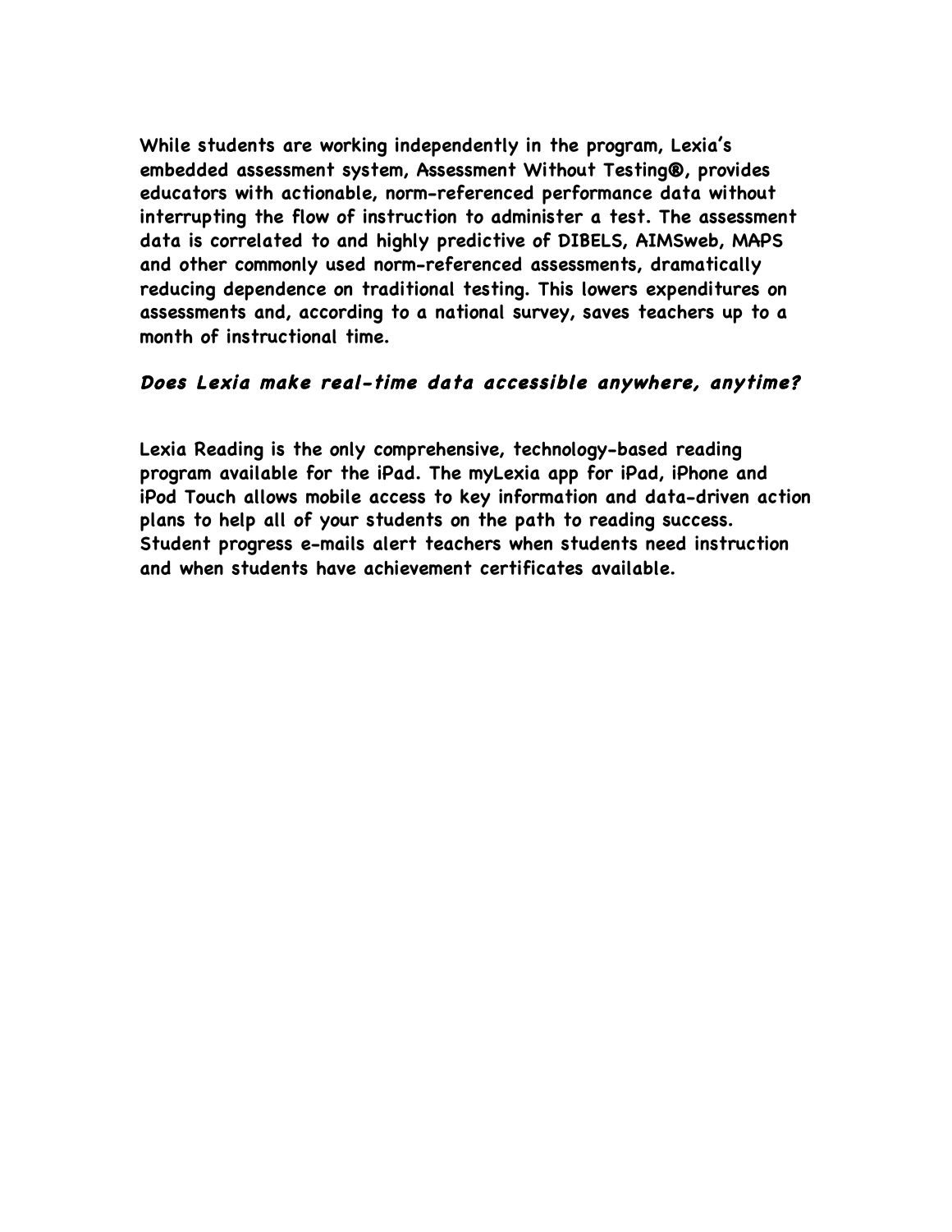**While students are working independently in the program, Lexia's embedded assessment system, Assessment Without Testing®, provides educators with actionable, norm-referenced performance data without interrupting the flow of instruction to administer a test. The assessment data is correlated to and highly predictive of DIBELS, AIMSweb, MAPS and other commonly used norm-referenced assessments, dramatically reducing dependence on traditional testing. This lowers expenditures on assessments and, according to a national survey, saves teachers up to a month of instructional time.**

### ***Does Lexia make real-time data accessible anywhere, anytime?***

**Lexia Reading is the only comprehensive, technology-based reading program available for the iPad. The myLexia app for iPad, iPhone and iPod Touch allows mobile access to key information and data-driven action plans to help all of your students on the path to reading success. Student progress e-mails alert teachers when students need instruction and when students have achievement certificates available.**